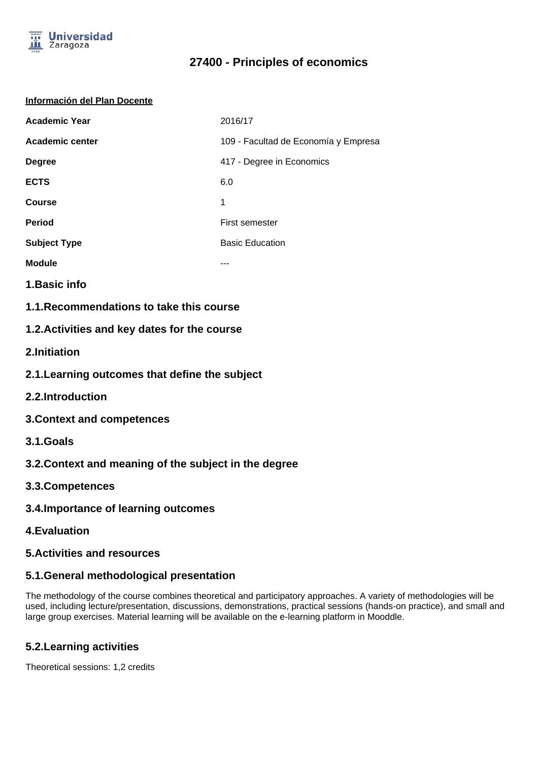# 27400 - Principles of economics

**Información del Plan Docente**

| | |
|---|---|
| **Academic Year** | 2016/17 |
| **Academic center** | 109 - Facultad de Economía y Empresa |
| **Degree** | 417 - Degree in Economics |
| **ECTS** | 6.0 |
| **Course** | 1 |
| **Period** | First semester |
| **Subject Type** | Basic Education |
| **Module** | --- |

## 1.Basic info

### 1.1.Recommendations to take this course

### 1.2.Activities and key dates for the course

## 2.Initiation

### 2.1.Learning outcomes that define the subject

### 2.2.Introduction

## 3.Context and competences

### 3.1.Goals

### 3.2.Context and meaning of the subject in the degree

### 3.3.Competences

### 3.4.Importance of learning outcomes

## 4.Evaluation

## 5.Activities and resources

### 5.1.General methodological presentation

The methodology of the course combines theoretical and participatory approaches. A variety of methodologies will be used, including lecture/presentation, discussions, demonstrations, practical sessions (hands-on practice), and small and large group exercises. Material learning will be available on the e-learning platform in Mooddle.

### 5.2.Learning activities

Theoretical sessions: 1,2 credits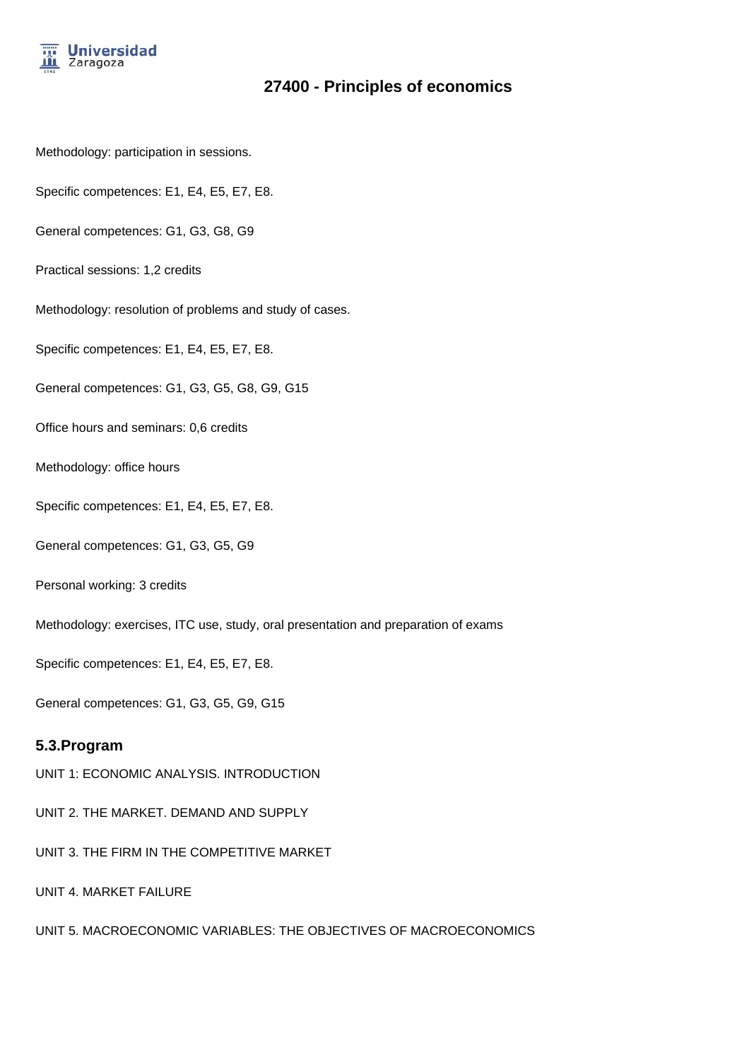Methodology: participation in sessions.

Specific competences: E1, E4, E5, E7, E8.

General competences: G1, G3, G8, G9

Practical sessions: 1,2 credits

Methodology: resolution of problems and study of cases.

Specific competences: E1, E4, E5, E7, E8.

General competences: G1, G3, G5, G8, G9, G15

Office hours and seminars: 0,6 credits

Methodology: office hours

Specific competences: E1, E4, E5, E7, E8.

General competences: G1, G3, G5, G9

Personal working: 3 credits

Methodology: exercises, ITC use, study, oral presentation and preparation of exams

Specific competences: E1, E4, E5, E7, E8.

General competences: G1, G3, G5, G9, G15

## 5.3.Program

UNIT 1: ECONOMIC ANALYSIS. INTRODUCTION

UNIT 2. THE MARKET. DEMAND AND SUPPLY

UNIT 3. THE FIRM IN THE COMPETITIVE MARKET

UNIT 4. MARKET FAILURE

UNIT 5. MACROECONOMIC VARIABLES: THE OBJECTIVES OF MACROECONOMICS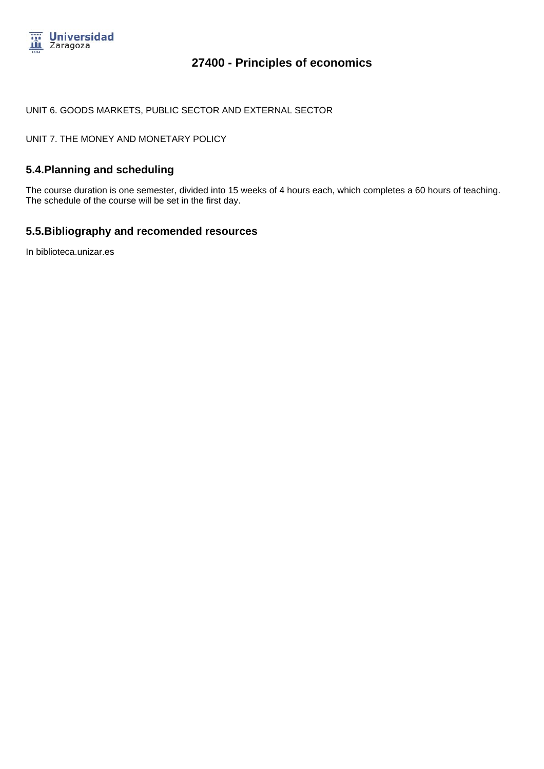UNIT 6. GOODS MARKETS, PUBLIC SECTOR AND EXTERNAL SECTOR

UNIT 7. THE MONEY AND MONETARY POLICY

## 5.4.Planning and scheduling

The course duration is one semester, divided into 15 weeks of 4 hours each, which completes a 60 hours of teaching. The schedule of the course will be set in the first day.

## 5.5.Bibliography and recomended resources

In biblioteca.unizar.es